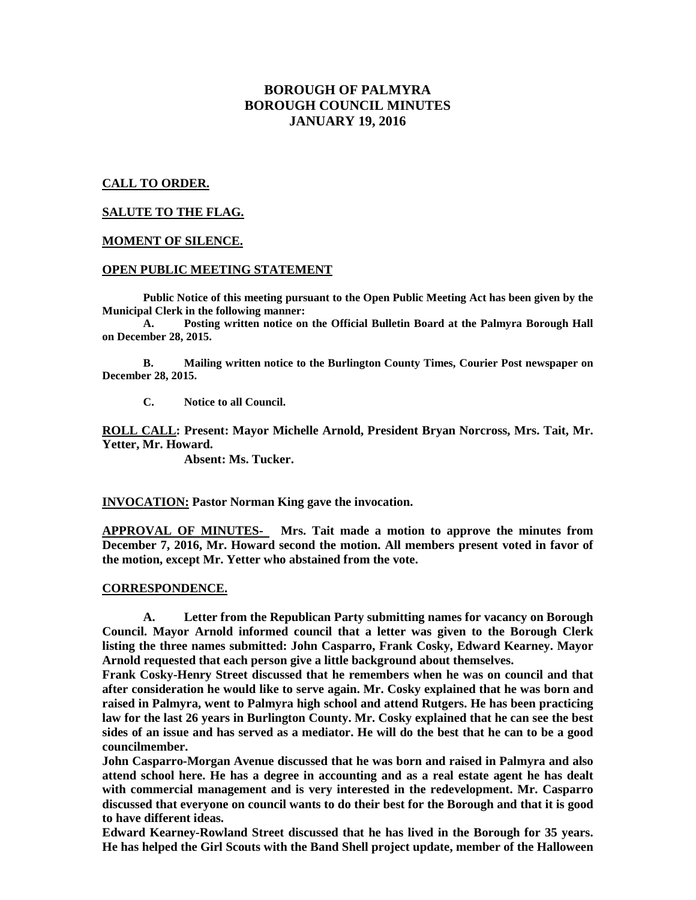# BOROUGH OF PALMYRA
# BOROUGH COUNCIL MINUTES
# JANUARY 19, 2016

**CALL TO ORDER.**

**SALUTE TO THE FLAG.**

**MOMENT OF SILENCE.**

**OPEN PUBLIC MEETING STATEMENT**

**Public Notice of this meeting pursuant to the Open Public Meeting Act has been given by the Municipal Clerk in the following manner:**

**A. Posting written notice on the Official Bulletin Board at the Palmyra Borough Hall on December 28, 2015.**

**B. Mailing written notice to the Burlington County Times, Courier Post newspaper on December 28, 2015.**

**C. Notice to all Council.**

**ROLL CALL: Present: Mayor Michelle Arnold, President Bryan Norcross, Mrs. Tait, Mr. Yetter, Mr. Howard.**

**Absent: Ms. Tucker.**

**INVOCATION: Pastor Norman King gave the invocation.**

**APPROVAL OF MINUTES- Mrs. Tait made a motion to approve the minutes from December 7, 2016, Mr. Howard second the motion. All members present voted in favor of the motion, except Mr. Yetter who abstained from the vote.**

**CORRESPONDENCE.**

**A. Letter from the Republican Party submitting names for vacancy on Borough Council. Mayor Arnold informed council that a letter was given to the Borough Clerk listing the three names submitted: John Casparro, Frank Cosky, Edward Kearney. Mayor Arnold requested that each person give a little background about themselves.**

**Frank Cosky-Henry Street discussed that he remembers when he was on council and that after consideration he would like to serve again. Mr. Cosky explained that he was born and raised in Palmyra, went to Palmyra high school and attend Rutgers. He has been practicing law for the last 26 years in Burlington County. Mr. Cosky explained that he can see the best sides of an issue and has served as a mediator. He will do the best that he can to be a good councilmember.**

**John Casparro-Morgan Avenue discussed that he was born and raised in Palmyra and also attend school here. He has a degree in accounting and as a real estate agent he has dealt with commercial management and is very interested in the redevelopment. Mr. Casparro discussed that everyone on council wants to do their best for the Borough and that it is good to have different ideas.**

**Edward Kearney-Rowland Street discussed that he has lived in the Borough for 35 years. He has helped the Girl Scouts with the Band Shell project update, member of the Halloween**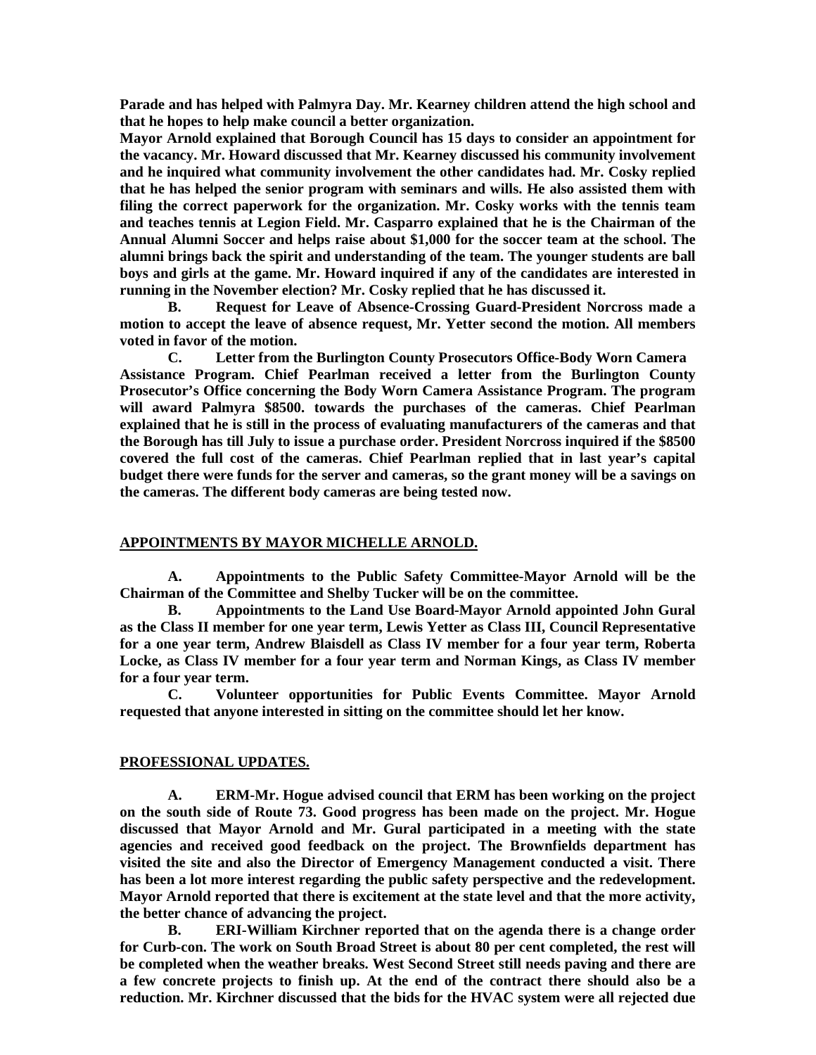**Parade and has helped with Palmyra Day. Mr. Kearney children attend the high school and that he hopes to help make council a better organization.**

**Mayor Arnold explained that Borough Council has 15 days to consider an appointment for the vacancy. Mr. Howard discussed that Mr. Kearney discussed his community involvement and he inquired what community involvement the other candidates had. Mr. Cosky replied that he has helped the senior program with seminars and wills. He also assisted them with filing the correct paperwork for the organization. Mr. Cosky works with the tennis team and teaches tennis at Legion Field. Mr. Casparro explained that he is the Chairman of the Annual Alumni Soccer and helps raise about $1,000 for the soccer team at the school. The alumni brings back the spirit and understanding of the team. The younger students are ball boys and girls at the game. Mr. Howard inquired if any of the candidates are interested in running in the November election? Mr. Cosky replied that he has discussed it.**

**B. Request for Leave of Absence-Crossing Guard-President Norcross made a motion to accept the leave of absence request, Mr. Yetter second the motion. All members voted in favor of the motion.**

**C. Letter from the Burlington County Prosecutors Office-Body Worn Camera Assistance Program. Chief Pearlman received a letter from the Burlington County Prosecutor's Office concerning the Body Worn Camera Assistance Program. The program will award Palmyra $8500. towards the purchases of the cameras. Chief Pearlman explained that he is still in the process of evaluating manufacturers of the cameras and that the Borough has till July to issue a purchase order. President Norcross inquired if the $8500 covered the full cost of the cameras. Chief Pearlman replied that in last year's capital budget there were funds for the server and cameras, so the grant money will be a savings on the cameras. The different body cameras are being tested now.**

## APPOINTMENTS BY MAYOR MICHELLE ARNOLD.

**A. Appointments to the Public Safety Committee-Mayor Arnold will be the Chairman of the Committee and Shelby Tucker will be on the committee.**

**B. Appointments to the Land Use Board-Mayor Arnold appointed John Gural as the Class II member for one year term, Lewis Yetter as Class III, Council Representative for a one year term, Andrew Blaisdell as Class IV member for a four year term, Roberta Locke, as Class IV member for a four year term and Norman Kings, as Class IV member for a four year term.**

**C. Volunteer opportunities for Public Events Committee. Mayor Arnold requested that anyone interested in sitting on the committee should let her know.**

## PROFESSIONAL UPDATES.

**A. ERM-Mr. Hogue advised council that ERM has been working on the project on the south side of Route 73. Good progress has been made on the project. Mr. Hogue discussed that Mayor Arnold and Mr. Gural participated in a meeting with the state agencies and received good feedback on the project. The Brownfields department has visited the site and also the Director of Emergency Management conducted a visit. There has been a lot more interest regarding the public safety perspective and the redevelopment. Mayor Arnold reported that there is excitement at the state level and that the more activity, the better chance of advancing the project.**

**B. ERI-William Kirchner reported that on the agenda there is a change order for Curb-con. The work on South Broad Street is about 80 per cent completed, the rest will be completed when the weather breaks. West Second Street still needs paving and there are a few concrete projects to finish up. At the end of the contract there should also be a reduction. Mr. Kirchner discussed that the bids for the HVAC system were all rejected due**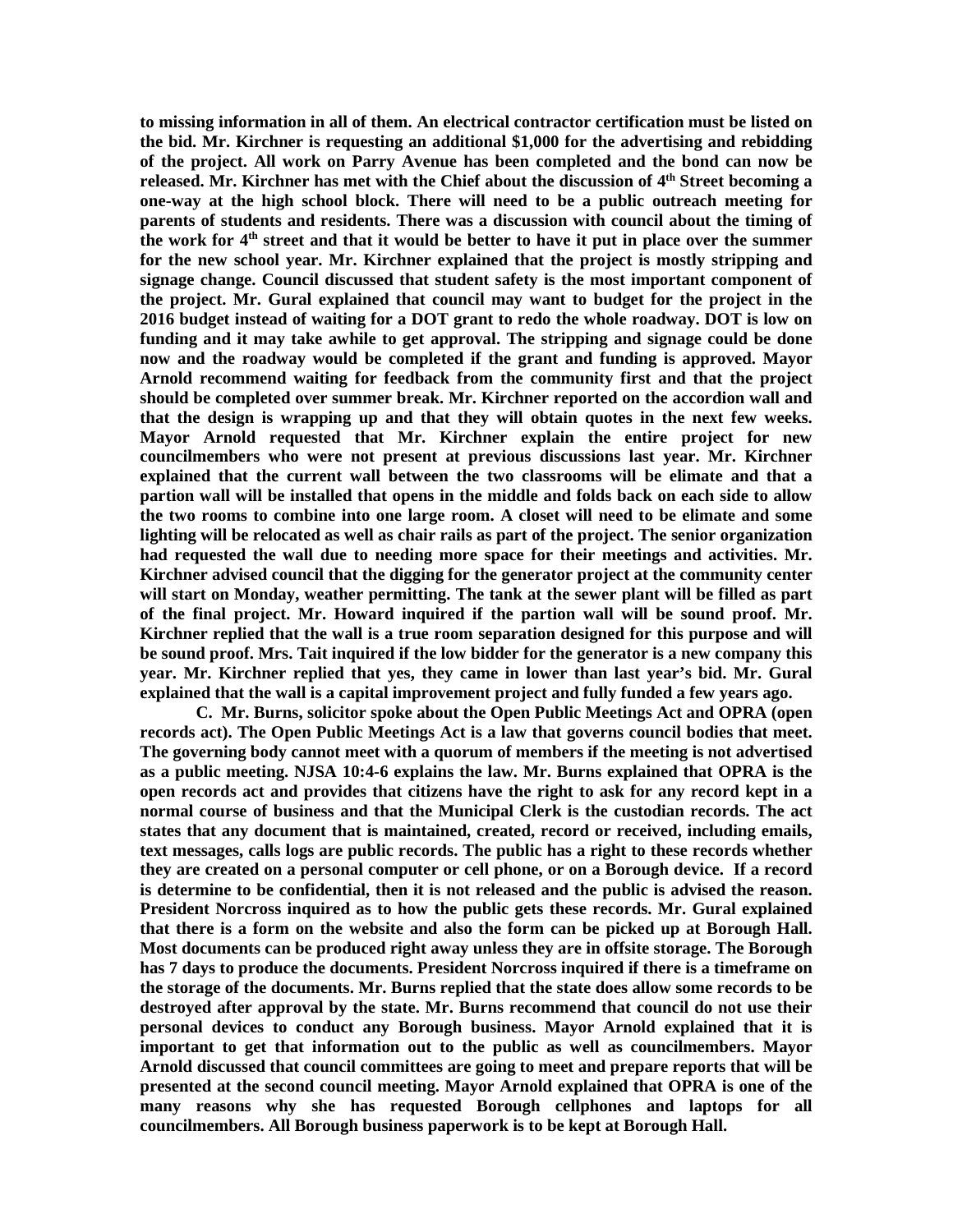**to missing information in all of them. An electrical contractor certification must be listed on the bid. Mr. Kirchner is requesting an additional $1,000 for the advertising and rebidding of the project. All work on Parry Avenue has been completed and the bond can now be released. Mr. Kirchner has met with the Chief about the discussion of 4th Street becoming a one-way at the high school block. There will need to be a public outreach meeting for parents of students and residents. There was a discussion with council about the timing of the work for 4th street and that it would be better to have it put in place over the summer for the new school year. Mr. Kirchner explained that the project is mostly stripping and signage change. Council discussed that student safety is the most important component of the project. Mr. Gural explained that council may want to budget for the project in the 2016 budget instead of waiting for a DOT grant to redo the whole roadway. DOT is low on funding and it may take awhile to get approval. The stripping and signage could be done now and the roadway would be completed if the grant and funding is approved. Mayor Arnold recommend waiting for feedback from the community first and that the project should be completed over summer break. Mr. Kirchner reported on the accordion wall and that the design is wrapping up and that they will obtain quotes in the next few weeks. Mayor Arnold requested that Mr. Kirchner explain the entire project for new councilmembers who were not present at previous discussions last year. Mr. Kirchner explained that the current wall between the two classrooms will be elimate and that a partion wall will be installed that opens in the middle and folds back on each side to allow the two rooms to combine into one large room. A closet will need to be elimate and some lighting will be relocated as well as chair rails as part of the project. The senior organization had requested the wall due to needing more space for their meetings and activities. Mr. Kirchner advised council that the digging for the generator project at the community center will start on Monday, weather permitting. The tank at the sewer plant will be filled as part of the final project. Mr. Howard inquired if the partion wall will be sound proof. Mr. Kirchner replied that the wall is a true room separation designed for this purpose and will be sound proof. Mrs. Tait inquired if the low bidder for the generator is a new company this year. Mr. Kirchner replied that yes, they came in lower than last year's bid. Mr. Gural explained that the wall is a capital improvement project and fully funded a few years ago.**

**C. Mr. Burns, solicitor spoke about the Open Public Meetings Act and OPRA (open records act). The Open Public Meetings Act is a law that governs council bodies that meet. The governing body cannot meet with a quorum of members if the meeting is not advertised as a public meeting. NJSA 10:4-6 explains the law. Mr. Burns explained that OPRA is the open records act and provides that citizens have the right to ask for any record kept in a normal course of business and that the Municipal Clerk is the custodian records. The act states that any document that is maintained, created, record or received, including emails, text messages, calls logs are public records. The public has a right to these records whether they are created on a personal computer or cell phone, or on a Borough device. If a record is determine to be confidential, then it is not released and the public is advised the reason. President Norcross inquired as to how the public gets these records. Mr. Gural explained that there is a form on the website and also the form can be picked up at Borough Hall. Most documents can be produced right away unless they are in offsite storage. The Borough has 7 days to produce the documents. President Norcross inquired if there is a timeframe on the storage of the documents. Mr. Burns replied that the state does allow some records to be destroyed after approval by the state. Mr. Burns recommend that council do not use their personal devices to conduct any Borough business. Mayor Arnold explained that it is important to get that information out to the public as well as councilmembers. Mayor Arnold discussed that council committees are going to meet and prepare reports that will be presented at the second council meeting. Mayor Arnold explained that OPRA is one of the many reasons why she has requested Borough cellphones and laptops for all councilmembers. All Borough business paperwork is to be kept at Borough Hall.**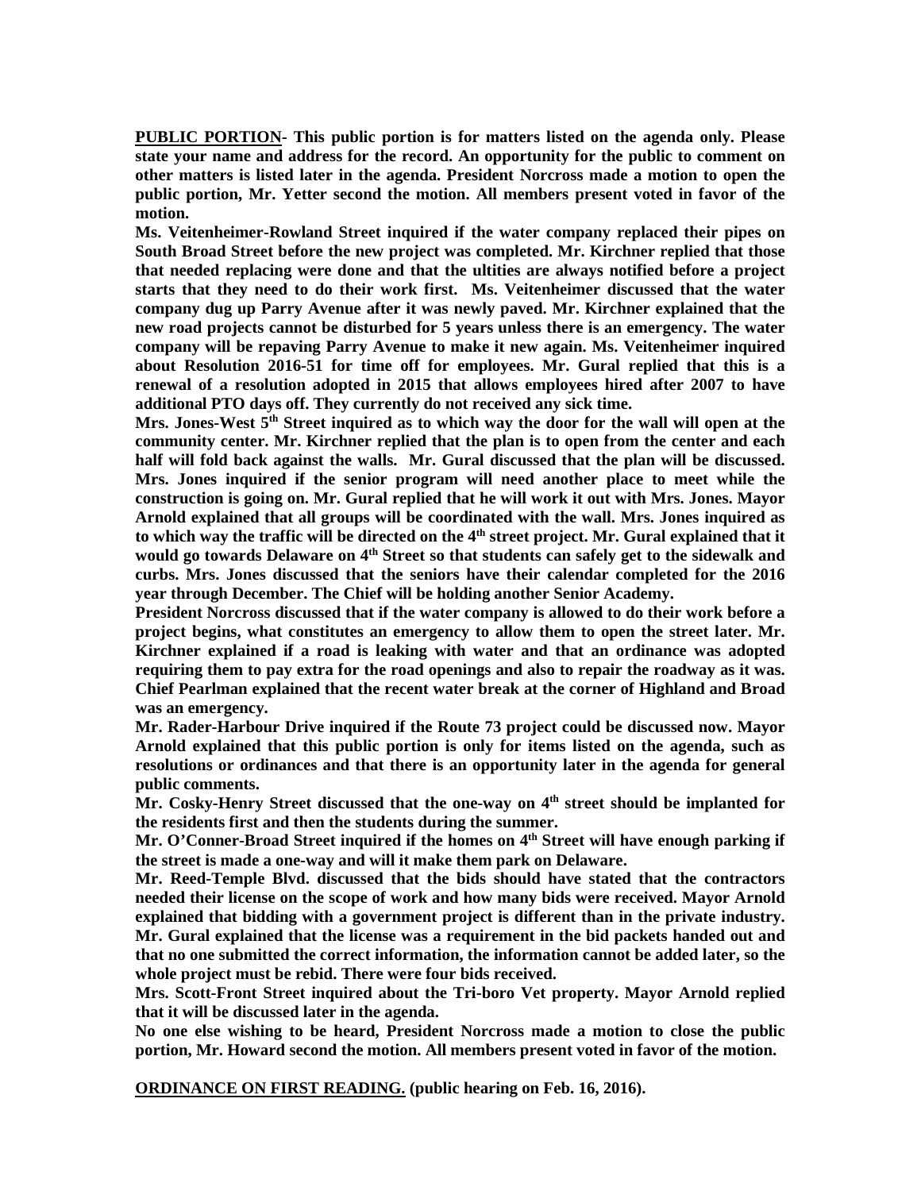**PUBLIC PORTION- This public portion is for matters listed on the agenda only. Please state your name and address for the record. An opportunity for the public to comment on other matters is listed later in the agenda. President Norcross made a motion to open the public portion, Mr. Yetter second the motion. All members present voted in favor of the motion.**

**Ms. Veitenheimer-Rowland Street inquired if the water company replaced their pipes on South Broad Street before the new project was completed. Mr. Kirchner replied that those that needed replacing were done and that the ultities are always notified before a project starts that they need to do their work first. Ms. Veitenheimer discussed that the water company dug up Parry Avenue after it was newly paved. Mr. Kirchner explained that the new road projects cannot be disturbed for 5 years unless there is an emergency. The water company will be repaving Parry Avenue to make it new again. Ms. Veitenheimer inquired about Resolution 2016-51 for time off for employees. Mr. Gural replied that this is a renewal of a resolution adopted in 2015 that allows employees hired after 2007 to have additional PTO days off. They currently do not received any sick time.**

**Mrs. Jones-West 5th Street inquired as to which way the door for the wall will open at the community center. Mr. Kirchner replied that the plan is to open from the center and each half will fold back against the walls. Mr. Gural discussed that the plan will be discussed. Mrs. Jones inquired if the senior program will need another place to meet while the construction is going on. Mr. Gural replied that he will work it out with Mrs. Jones. Mayor Arnold explained that all groups will be coordinated with the wall. Mrs. Jones inquired as to which way the traffic will be directed on the 4th street project. Mr. Gural explained that it would go towards Delaware on 4th Street so that students can safely get to the sidewalk and curbs. Mrs. Jones discussed that the seniors have their calendar completed for the 2016 year through December. The Chief will be holding another Senior Academy.**

**President Norcross discussed that if the water company is allowed to do their work before a project begins, what constitutes an emergency to allow them to open the street later. Mr. Kirchner explained if a road is leaking with water and that an ordinance was adopted requiring them to pay extra for the road openings and also to repair the roadway as it was. Chief Pearlman explained that the recent water break at the corner of Highland and Broad was an emergency.**

**Mr. Rader-Harbour Drive inquired if the Route 73 project could be discussed now. Mayor Arnold explained that this public portion is only for items listed on the agenda, such as resolutions or ordinances and that there is an opportunity later in the agenda for general public comments.**

**Mr. Cosky-Henry Street discussed that the one-way on 4th street should be implanted for the residents first and then the students during the summer.**

**Mr. O'Conner-Broad Street inquired if the homes on 4th Street will have enough parking if the street is made a one-way and will it make them park on Delaware.**

**Mr. Reed-Temple Blvd. discussed that the bids should have stated that the contractors needed their license on the scope of work and how many bids were received. Mayor Arnold explained that bidding with a government project is different than in the private industry. Mr. Gural explained that the license was a requirement in the bid packets handed out and that no one submitted the correct information, the information cannot be added later, so the whole project must be rebid. There were four bids received.**

**Mrs. Scott-Front Street inquired about the Tri-boro Vet property. Mayor Arnold replied that it will be discussed later in the agenda.**

**No one else wishing to be heard, President Norcross made a motion to close the public portion, Mr. Howard second the motion. All members present voted in favor of the motion.**

**ORDINANCE ON FIRST READING. (public hearing on Feb. 16, 2016).**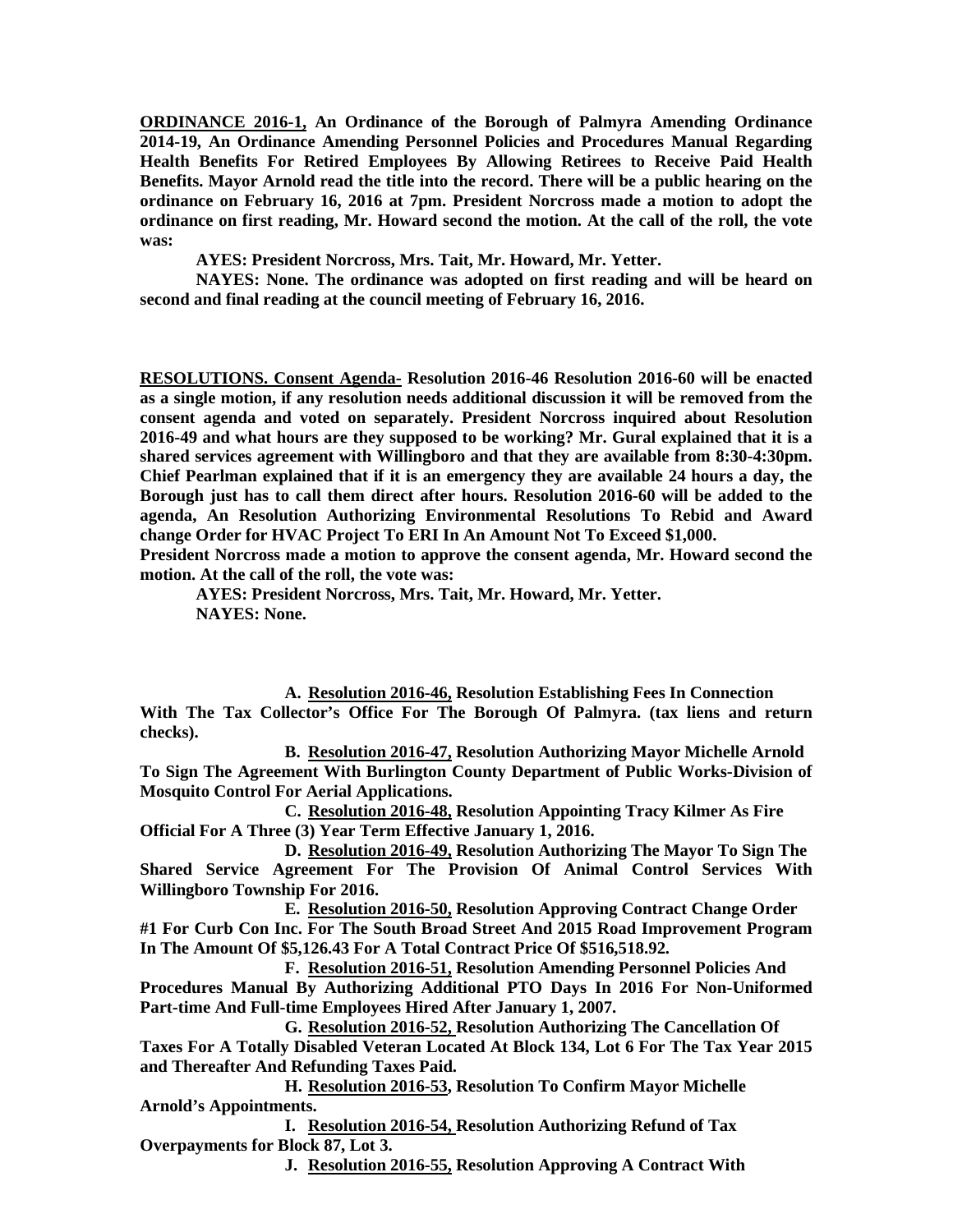**ORDINANCE 2016-1, An Ordinance of the Borough of Palmyra Amending Ordinance 2014-19, An Ordinance Amending Personnel Policies and Procedures Manual Regarding Health Benefits For Retired Employees By Allowing Retirees to Receive Paid Health Benefits. Mayor Arnold read the title into the record. There will be a public hearing on the ordinance on February 16, 2016 at 7pm. President Norcross made a motion to adopt the ordinance on first reading, Mr. Howard second the motion. At the call of the roll, the vote was:**

**AYES: President Norcross, Mrs. Tait, Mr. Howard, Mr. Yetter.**

**NAYES: None. The ordinance was adopted on first reading and will be heard on second and final reading at the council meeting of February 16, 2016.**

**RESOLUTIONS. Consent Agenda- Resolution 2016-46 Resolution 2016-60 will be enacted as a single motion, if any resolution needs additional discussion it will be removed from the consent agenda and voted on separately. President Norcross inquired about Resolution 2016-49 and what hours are they supposed to be working? Mr. Gural explained that it is a shared services agreement with Willingboro and that they are available from 8:30-4:30pm. Chief Pearlman explained that if it is an emergency they are available 24 hours a day, the Borough just has to call them direct after hours. Resolution 2016-60 will be added to the agenda, An Resolution Authorizing Environmental Resolutions To Rebid and Award change Order for HVAC Project To ERI In An Amount Not To Exceed $1,000.**

**President Norcross made a motion to approve the consent agenda, Mr. Howard second the motion. At the call of the roll, the vote was:**

**AYES: President Norcross, Mrs. Tait, Mr. Howard, Mr. Yetter.**

**NAYES: None.**

**A. Resolution 2016-46, Resolution Establishing Fees In Connection With The Tax Collector's Office For The Borough Of Palmyra. (tax liens and return checks).**

**B. Resolution 2016-47, Resolution Authorizing Mayor Michelle Arnold To Sign The Agreement With Burlington County Department of Public Works-Division of Mosquito Control For Aerial Applications.**

**C. Resolution 2016-48, Resolution Appointing Tracy Kilmer As Fire Official For A Three (3) Year Term Effective January 1, 2016.**

**D. Resolution 2016-49, Resolution Authorizing The Mayor To Sign The Shared Service Agreement For The Provision Of Animal Control Services With Willingboro Township For 2016.**

**E. Resolution 2016-50, Resolution Approving Contract Change Order #1 For Curb Con Inc. For The South Broad Street And 2015 Road Improvement Program In The Amount Of $5,126.43 For A Total Contract Price Of $516,518.92.**

**F. Resolution 2016-51, Resolution Amending Personnel Policies And Procedures Manual By Authorizing Additional PTO Days In 2016 For Non-Uniformed Part-time And Full-time Employees Hired After January 1, 2007.**

**G. Resolution 2016-52, Resolution Authorizing The Cancellation Of Taxes For A Totally Disabled Veteran Located At Block 134, Lot 6 For The Tax Year 2015 and Thereafter And Refunding Taxes Paid.**

**H. Resolution 2016-53, Resolution To Confirm Mayor Michelle Arnold's Appointments.**

**I. Resolution 2016-54, Resolution Authorizing Refund of Tax Overpayments for Block 87, Lot 3.**

**J. Resolution 2016-55, Resolution Approving A Contract With**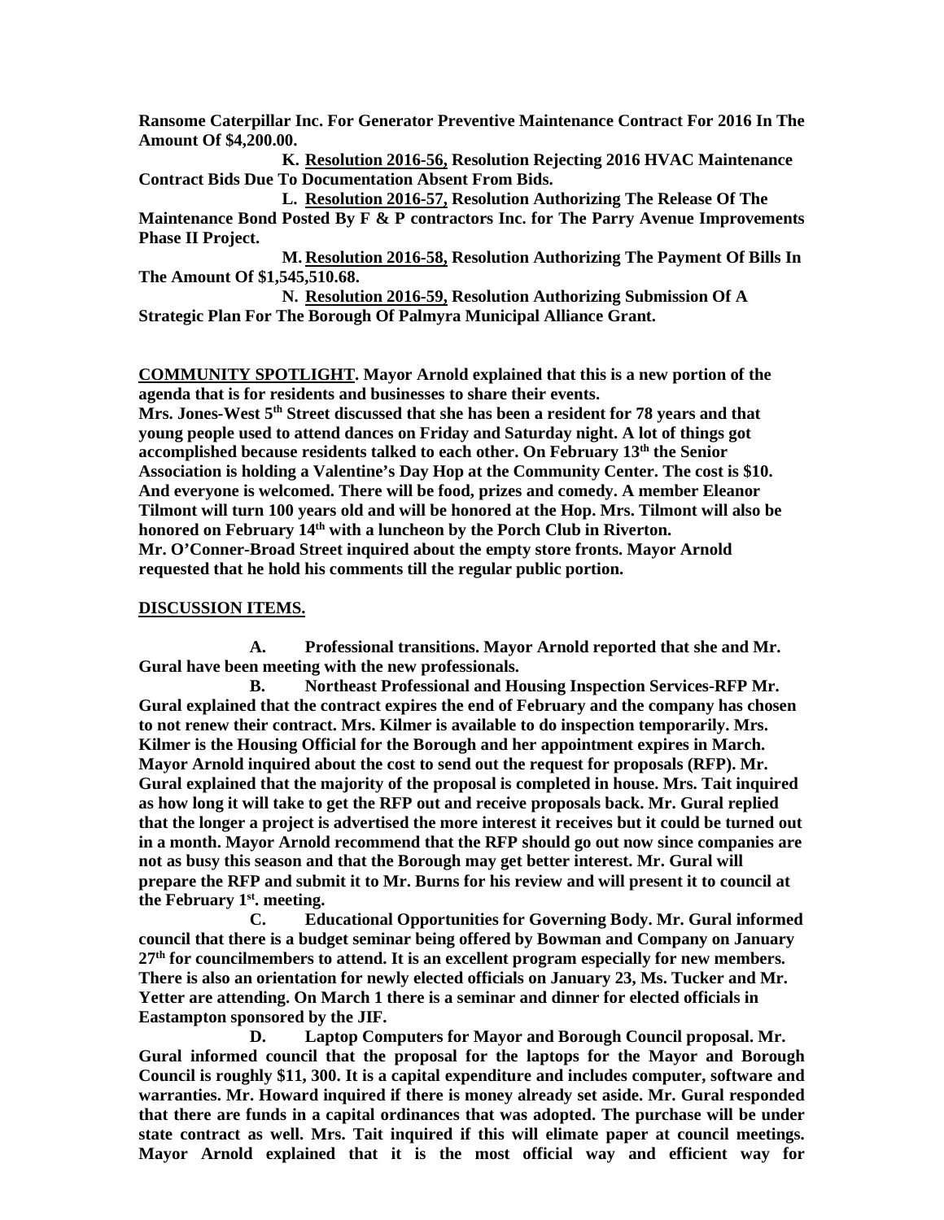**Ransome Caterpillar Inc. For Generator Preventive Maintenance Contract For 2016 In The Amount Of $4,200.00.**

**K. Resolution 2016-56, Resolution Rejecting 2016 HVAC Maintenance Contract Bids Due To Documentation Absent From Bids.**

**L. Resolution 2016-57, Resolution Authorizing The Release Of The Maintenance Bond Posted By F & P contractors Inc. for The Parry Avenue Improvements Phase II Project.**

**M. Resolution 2016-58, Resolution Authorizing The Payment Of Bills In The Amount Of $1,545,510.68.**

**N. Resolution 2016-59, Resolution Authorizing Submission Of A Strategic Plan For The Borough Of Palmyra Municipal Alliance Grant.**

**COMMUNITY SPOTLIGHT. Mayor Arnold explained that this is a new portion of the agenda that is for residents and businesses to share their events.**

**Mrs. Jones-West 5th Street discussed that she has been a resident for 78 years and that young people used to attend dances on Friday and Saturday night. A lot of things got accomplished because residents talked to each other. On February 13th the Senior Association is holding a Valentine's Day Hop at the Community Center. The cost is $10. And everyone is welcomed. There will be food, prizes and comedy. A member Eleanor Tilmont will turn 100 years old and will be honored at the Hop. Mrs. Tilmont will also be honored on February 14th with a luncheon by the Porch Club in Riverton.**

**Mr. O'Conner-Broad Street inquired about the empty store fronts. Mayor Arnold requested that he hold his comments till the regular public portion.**

**DISCUSSION ITEMS.**

**A. Professional transitions. Mayor Arnold reported that she and Mr. Gural have been meeting with the new professionals.**

**B. Northeast Professional and Housing Inspection Services-RFP Mr. Gural explained that the contract expires the end of February and the company has chosen to not renew their contract. Mrs. Kilmer is available to do inspection temporarily. Mrs. Kilmer is the Housing Official for the Borough and her appointment expires in March. Mayor Arnold inquired about the cost to send out the request for proposals (RFP). Mr. Gural explained that the majority of the proposal is completed in house. Mrs. Tait inquired as how long it will take to get the RFP out and receive proposals back. Mr. Gural replied that the longer a project is advertised the more interest it receives but it could be turned out in a month. Mayor Arnold recommend that the RFP should go out now since companies are not as busy this season and that the Borough may get better interest. Mr. Gural will prepare the RFP and submit it to Mr. Burns for his review and will present it to council at the February 1st. meeting.**

**C. Educational Opportunities for Governing Body. Mr. Gural informed council that there is a budget seminar being offered by Bowman and Company on January 27th for councilmembers to attend. It is an excellent program especially for new members. There is also an orientation for newly elected officials on January 23, Ms. Tucker and Mr. Yetter are attending. On March 1 there is a seminar and dinner for elected officials in Eastampton sponsored by the JIF.**

**D. Laptop Computers for Mayor and Borough Council proposal. Mr. Gural informed council that the proposal for the laptops for the Mayor and Borough Council is roughly $11, 300. It is a capital expenditure and includes computer, software and warranties. Mr. Howard inquired if there is money already set aside. Mr. Gural responded that there are funds in a capital ordinances that was adopted. The purchase will be under state contract as well. Mrs. Tait inquired if this will elimate paper at council meetings. Mayor Arnold explained that it is the most official way and efficient way for**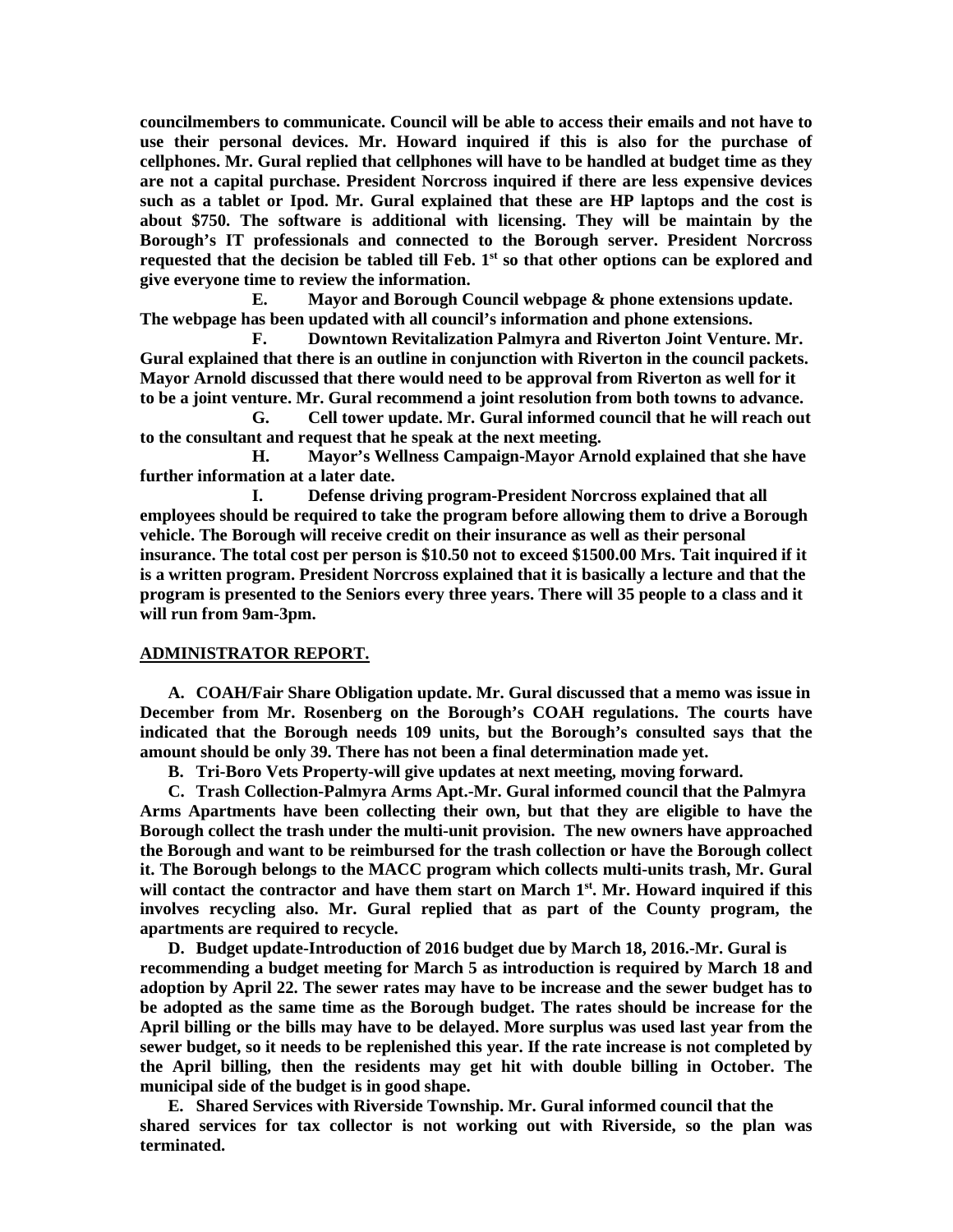**councilmembers to communicate. Council will be able to access their emails and not have to use their personal devices. Mr. Howard inquired if this is also for the purchase of cellphones. Mr. Gural replied that cellphones will have to be handled at budget time as they are not a capital purchase. President Norcross inquired if there are less expensive devices such as a tablet or Ipod. Mr. Gural explained that these are HP laptops and the cost is about $750. The software is additional with licensing. They will be maintain by the Borough's IT professionals and connected to the Borough server. President Norcross requested that the decision be tabled till Feb. 1st so that other options can be explored and give everyone time to review the information.**

**E. Mayor and Borough Council webpage & phone extensions update. The webpage has been updated with all council's information and phone extensions.**

**F. Downtown Revitalization Palmyra and Riverton Joint Venture. Mr. Gural explained that there is an outline in conjunction with Riverton in the council packets. Mayor Arnold discussed that there would need to be approval from Riverton as well for it to be a joint venture. Mr. Gural recommend a joint resolution from both towns to advance.**

**G. Cell tower update. Mr. Gural informed council that he will reach out to the consultant and request that he speak at the next meeting.**

**H. Mayor's Wellness Campaign-Mayor Arnold explained that she have further information at a later date.**

**I. Defense driving program-President Norcross explained that all employees should be required to take the program before allowing them to drive a Borough vehicle. The Borough will receive credit on their insurance as well as their personal insurance. The total cost per person is $10.50 not to exceed $1500.00 Mrs. Tait inquired if it is a written program. President Norcross explained that it is basically a lecture and that the program is presented to the Seniors every three years. There will 35 people to a class and it will run from 9am-3pm.**

## ADMINISTRATOR REPORT.

**A. COAH/Fair Share Obligation update. Mr. Gural discussed that a memo was issue in December from Mr. Rosenberg on the Borough's COAH regulations. The courts have indicated that the Borough needs 109 units, but the Borough's consulted says that the amount should be only 39. There has not been a final determination made yet.**

**B. Tri-Boro Vets Property-will give updates at next meeting, moving forward.**

**C. Trash Collection-Palmyra Arms Apt.-Mr. Gural informed council that the Palmyra Arms Apartments have been collecting their own, but that they are eligible to have the Borough collect the trash under the multi-unit provision. The new owners have approached the Borough and want to be reimbursed for the trash collection or have the Borough collect it. The Borough belongs to the MACC program which collects multi-units trash, Mr. Gural will contact the contractor and have them start on March 1st. Mr. Howard inquired if this involves recycling also. Mr. Gural replied that as part of the County program, the apartments are required to recycle.**

**D. Budget update-Introduction of 2016 budget due by March 18, 2016.-Mr. Gural is recommending a budget meeting for March 5 as introduction is required by March 18 and adoption by April 22. The sewer rates may have to be increase and the sewer budget has to be adopted as the same time as the Borough budget. The rates should be increase for the April billing or the bills may have to be delayed. More surplus was used last year from the sewer budget, so it needs to be replenished this year. If the rate increase is not completed by the April billing, then the residents may get hit with double billing in October. The municipal side of the budget is in good shape.**

**E. Shared Services with Riverside Township. Mr. Gural informed council that the shared services for tax collector is not working out with Riverside, so the plan was terminated.**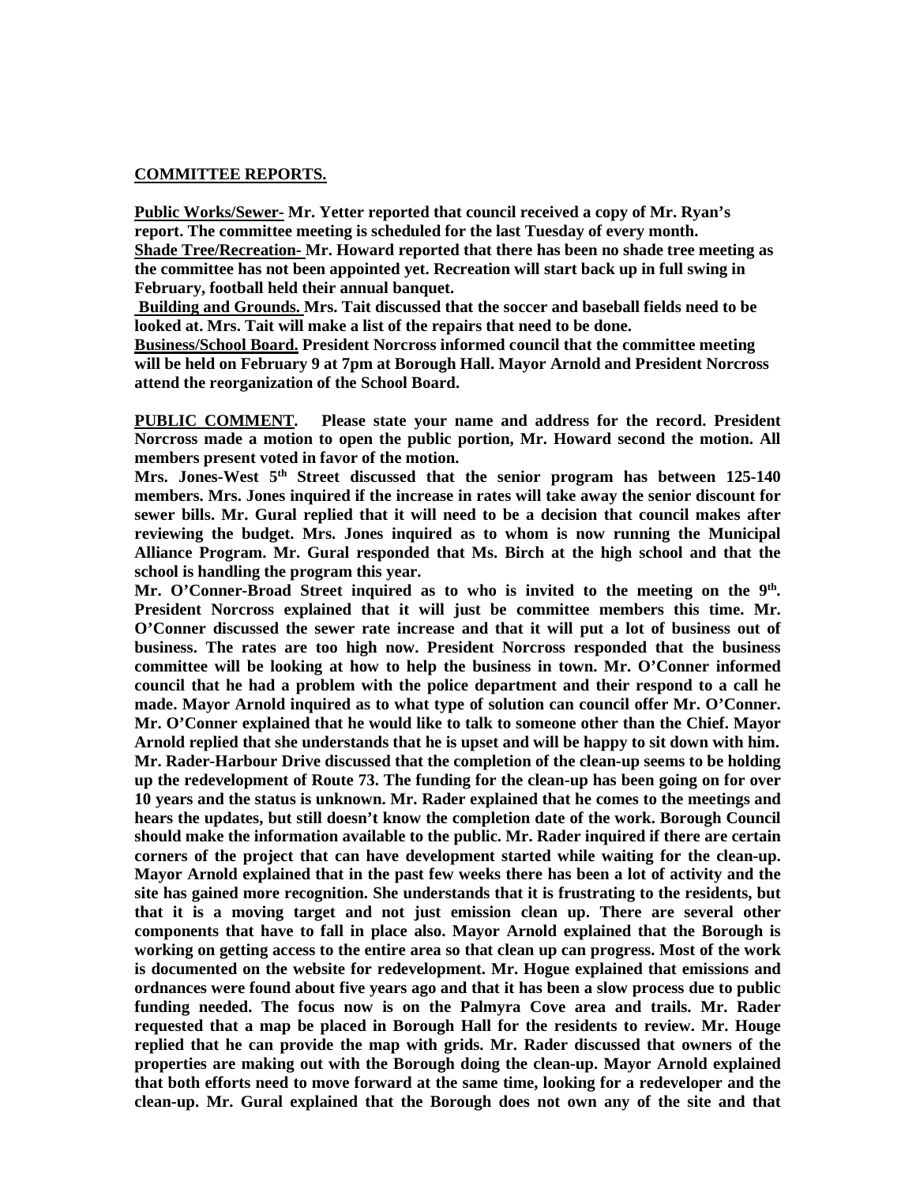**<u>COMMITTEE REPORTS.</u>**

**<u>Public Works/Sewer-</u> Mr. Yetter reported that council received a copy of Mr. Ryan's report. The committee meeting is scheduled for the last Tuesday of every month.**
**<u>Shade Tree/Recreation-</u> Mr. Howard reported that there has been no shade tree meeting as the committee has not been appointed yet. Recreation will start back up in full swing in February, football held their annual banquet.**
**<u>Building and Grounds.</u> Mrs. Tait discussed that the soccer and baseball fields need to be looked at. Mrs. Tait will make a list of the repairs that need to be done.**
**<u>Business/School Board.</u> President Norcross informed council that the committee meeting will be held on February 9 at 7pm at Borough Hall. Mayor Arnold and President Norcross attend the reorganization of the School Board.**

**<u>PUBLIC COMMENT.</u> Please state your name and address for the record. President Norcross made a motion to open the public portion, Mr. Howard second the motion. All members present voted in favor of the motion.**
**Mrs. Jones-West 5th Street discussed that the senior program has between 125-140 members. Mrs. Jones inquired if the increase in rates will take away the senior discount for sewer bills. Mr. Gural replied that it will need to be a decision that council makes after reviewing the budget. Mrs. Jones inquired as to whom is now running the Municipal Alliance Program. Mr. Gural responded that Ms. Birch at the high school and that the school is handling the program this year.**
**Mr. O'Conner-Broad Street inquired as to who is invited to the meeting on the 9th. President Norcross explained that it will just be committee members this time. Mr. O'Conner discussed the sewer rate increase and that it will put a lot of business out of business. The rates are too high now. President Norcross responded that the business committee will be looking at how to help the business in town. Mr. O'Conner informed council that he had a problem with the police department and their respond to a call he made. Mayor Arnold inquired as to what type of solution can council offer Mr. O'Conner. Mr. O'Conner explained that he would like to talk to someone other than the Chief. Mayor Arnold replied that she understands that he is upset and will be happy to sit down with him.**
**Mr. Rader-Harbour Drive discussed that the completion of the clean-up seems to be holding up the redevelopment of Route 73. The funding for the clean-up has been going on for over 10 years and the status is unknown. Mr. Rader explained that he comes to the meetings and hears the updates, but still doesn't know the completion date of the work. Borough Council should make the information available to the public. Mr. Rader inquired if there are certain corners of the project that can have development started while waiting for the clean-up. Mayor Arnold explained that in the past few weeks there has been a lot of activity and the site has gained more recognition. She understands that it is frustrating to the residents, but that it is a moving target and not just emission clean up. There are several other components that have to fall in place also. Mayor Arnold explained that the Borough is working on getting access to the entire area so that clean up can progress. Most of the work is documented on the website for redevelopment. Mr. Hogue explained that emissions and ordnances were found about five years ago and that it has been a slow process due to public funding needed. The focus now is on the Palmyra Cove area and trails. Mr. Rader requested that a map be placed in Borough Hall for the residents to review. Mr. Houge replied that he can provide the map with grids. Mr. Rader discussed that owners of the properties are making out with the Borough doing the clean-up. Mayor Arnold explained that both efforts need to move forward at the same time, looking for a redeveloper and the clean-up. Mr. Gural explained that the Borough does not own any of the site and that**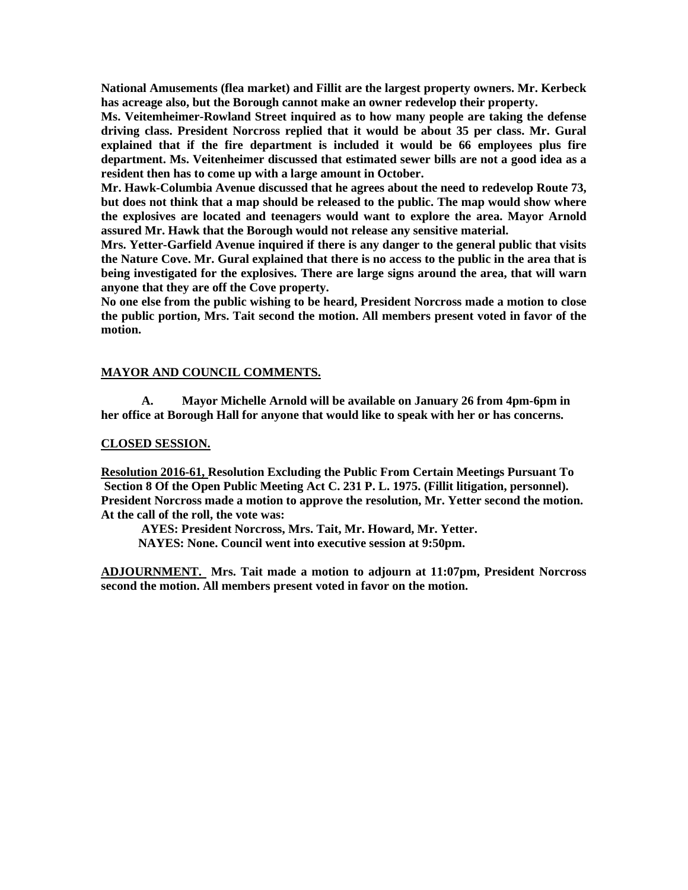**National Amusements (flea market) and Fillit are the largest property owners. Mr. Kerbeck has acreage also, but the Borough cannot make an owner redevelop their property.**

**Ms. Veitemheimer-Rowland Street inquired as to how many people are taking the defense driving class. President Norcross replied that it would be about 35 per class. Mr. Gural explained that if the fire department is included it would be 66 employees plus fire department. Ms. Veitenheimer discussed that estimated sewer bills are not a good idea as a resident then has to come up with a large amount in October.**

**Mr. Hawk-Columbia Avenue discussed that he agrees about the need to redevelop Route 73, but does not think that a map should be released to the public. The map would show where the explosives are located and teenagers would want to explore the area. Mayor Arnold assured Mr. Hawk that the Borough would not release any sensitive material.**

**Mrs. Yetter-Garfield Avenue inquired if there is any danger to the general public that visits the Nature Cove. Mr. Gural explained that there is no access to the public in the area that is being investigated for the explosives. There are large signs around the area, that will warn anyone that they are off the Cove property.**

**No one else from the public wishing to be heard, President Norcross made a motion to close the public portion, Mrs. Tait second the motion. All members present voted in favor of the motion.**

**MAYOR AND COUNCIL COMMENTS.**

**A. Mayor Michelle Arnold will be available on January 26 from 4pm-6pm in her office at Borough Hall for anyone that would like to speak with her or has concerns.**

**CLOSED SESSION.**

**Resolution 2016-61, Resolution Excluding the Public From Certain Meetings Pursuant To Section 8 Of the Open Public Meeting Act C. 231 P. L. 1975. (Fillit litigation, personnel). President Norcross made a motion to approve the resolution, Mr. Yetter second the motion. At the call of the roll, the vote was:**

**AYES: President Norcross, Mrs. Tait, Mr. Howard, Mr. Yetter.**

**NAYES: None. Council went into executive session at 9:50pm.**

**ADJOURNMENT. Mrs. Tait made a motion to adjourn at 11:07pm, President Norcross second the motion. All members present voted in favor on the motion.**